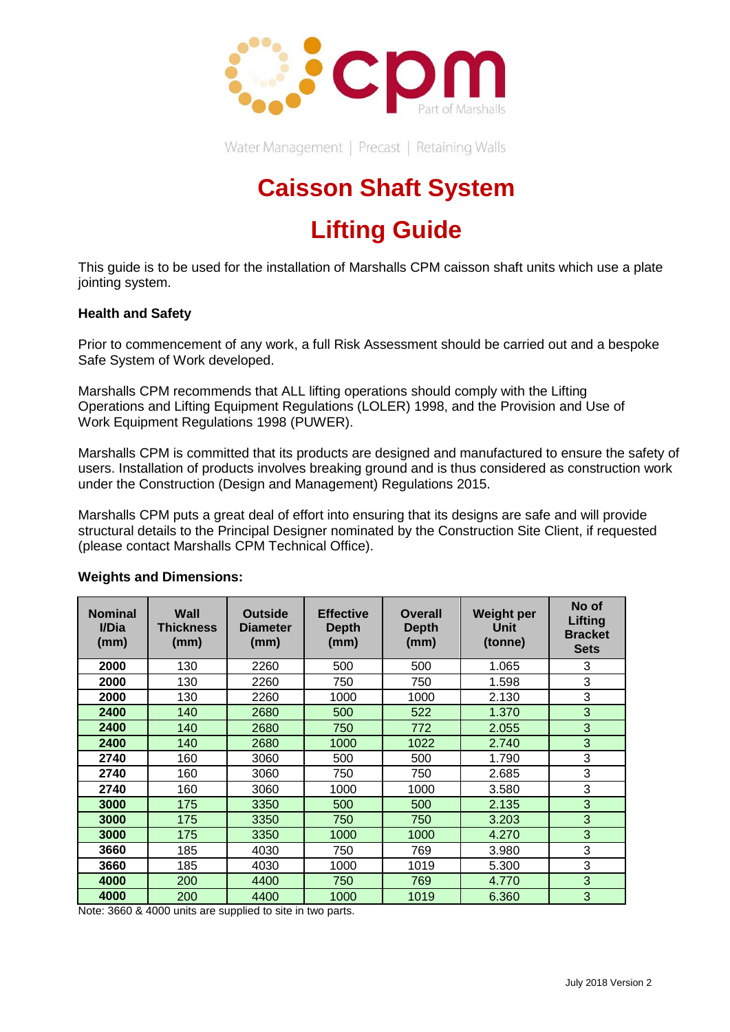cpm

Part of Marshalls

Water Management | Precast | Retaining Walls

# Caisson Shaft System

# Lifting Guide

This guide is to be used for the installation of Marshalls CPM caisson shaft units which use a plate jointing system.

**Health and Safety**

Prior to commencement of any work, a full Risk Assessment should be carried out and a bespoke Safe System of Work developed.

Marshalls CPM recommends that ALL lifting operations should comply with the Lifting Operations and Lifting Equipment Regulations (LOLER) 1998, and the Provision and Use of Work Equipment Regulations 1998 (PUWER).

Marshalls CPM is committed that its products are designed and manufactured to ensure the safety of users. Installation of products involves breaking ground and is thus considered as construction work under the Construction (Design and Management) Regulations 2015.

Marshalls CPM puts a great deal of effort into ensuring that its designs are safe and will provide structural details to the Principal Designer nominated by the Construction Site Client, if requested (please contact Marshalls CPM Technical Office).

**Weights and Dimensions:**

| Nominal I/Dia (mm) | Wall Thickness (mm) | Outside Diameter (mm) | Effective Depth (mm) | Overall Depth (mm) | Weight per Unit (tonne) | No of Lifting Bracket Sets |
|---|---|---|---|---|---|---|
| **2000** | 130 | 2260 | 500 | 500 | 1.065 | 3 |
| **2000** | 130 | 2260 | 750 | 750 | 1.598 | 3 |
| **2000** | 130 | 2260 | 1000 | 1000 | 2.130 | 3 |
| **2400** | 140 | 2680 | 500 | 522 | 1.370 | 3 |
| **2400** | 140 | 2680 | 750 | 772 | 2.055 | 3 |
| **2400** | 140 | 2680 | 1000 | 1022 | 2.740 | 3 |
| **2740** | 160 | 3060 | 500 | 500 | 1.790 | 3 |
| **2740** | 160 | 3060 | 750 | 750 | 2.685 | 3 |
| **2740** | 160 | 3060 | 1000 | 1000 | 3.580 | 3 |
| **3000** | 175 | 3350 | 500 | 500 | 2.135 | 3 |
| **3000** | 175 | 3350 | 750 | 750 | 3.203 | 3 |
| **3000** | 175 | 3350 | 1000 | 1000 | 4.270 | 3 |
| **3660** | 185 | 4030 | 750 | 769 | 3.980 | 3 |
| **3660** | 185 | 4030 | 1000 | 1019 | 5.300 | 3 |
| **4000** | 200 | 4400 | 750 | 769 | 4.770 | 3 |
| **4000** | 200 | 4400 | 1000 | 1019 | 6.360 | 3 |

Note: 3660 & 4000 units are supplied to site in two parts.

July 2018 Version 2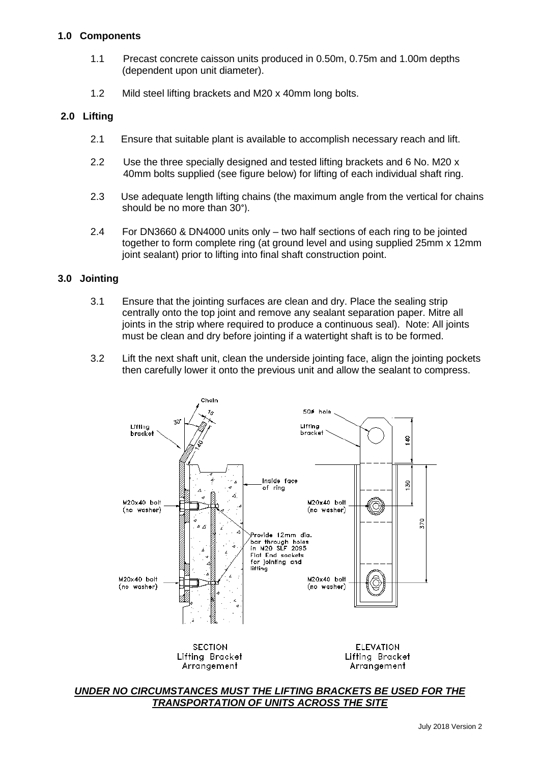## 1.0 Components

1.1 Precast concrete caisson units produced in 0.50m, 0.75m and 1.00m depths (dependent upon unit diameter).

1.2 Mild steel lifting brackets and M20 x 40mm long bolts.

## 2.0 Lifting

2.1 Ensure that suitable plant is available to accomplish necessary reach and lift.

2.2 Use the three specially designed and tested lifting brackets and 6 No. M20 x 40mm bolts supplied (see figure below) for lifting of each individual shaft ring.

2.3 Use adequate length lifting chains (the maximum angle from the vertical for chains should be no more than 30°).

2.4 For DN3660 & DN4000 units only – two half sections of each ring to be jointed together to form complete ring (at ground level and using supplied 25mm x 12mm joint sealant) prior to lifting into final shaft construction point.

## 3.0 Jointing

3.1 Ensure that the jointing surfaces are clean and dry. Place the sealing strip centrally onto the top joint and remove any sealant separation paper. Mitre all joints in the strip where required to produce a continuous seal). Note: All joints must be clean and dry before jointing if a watertight shaft is to be formed.

3.2 Lift the next shaft unit, clean the underside jointing face, align the jointing pockets then carefully lower it onto the previous unit and allow the sealant to compress.

Chain
30°
16
140
Lifting bracket
Inside face of ring
M20x40 bolt (no washer)
Provide 12mm dia. bar through holes in M20 SLF 2095 Flat End sockets for jointing and lifting
M20x40 bolt (no washer)

50ø hole
Lifting bracket
140
130
370
M20x40 bolt (no washer)
M20x40 bolt (no washer)

SECTION
Lifting Bracket Arrangement

ELEVATION
Lifting Bracket Arrangement

***UNDER NO CIRCUMSTANCES MUST THE LIFTING BRACKETS BE USED FOR THE TRANSPORTATION OF UNITS ACROSS THE SITE***

July 2018 Version 2